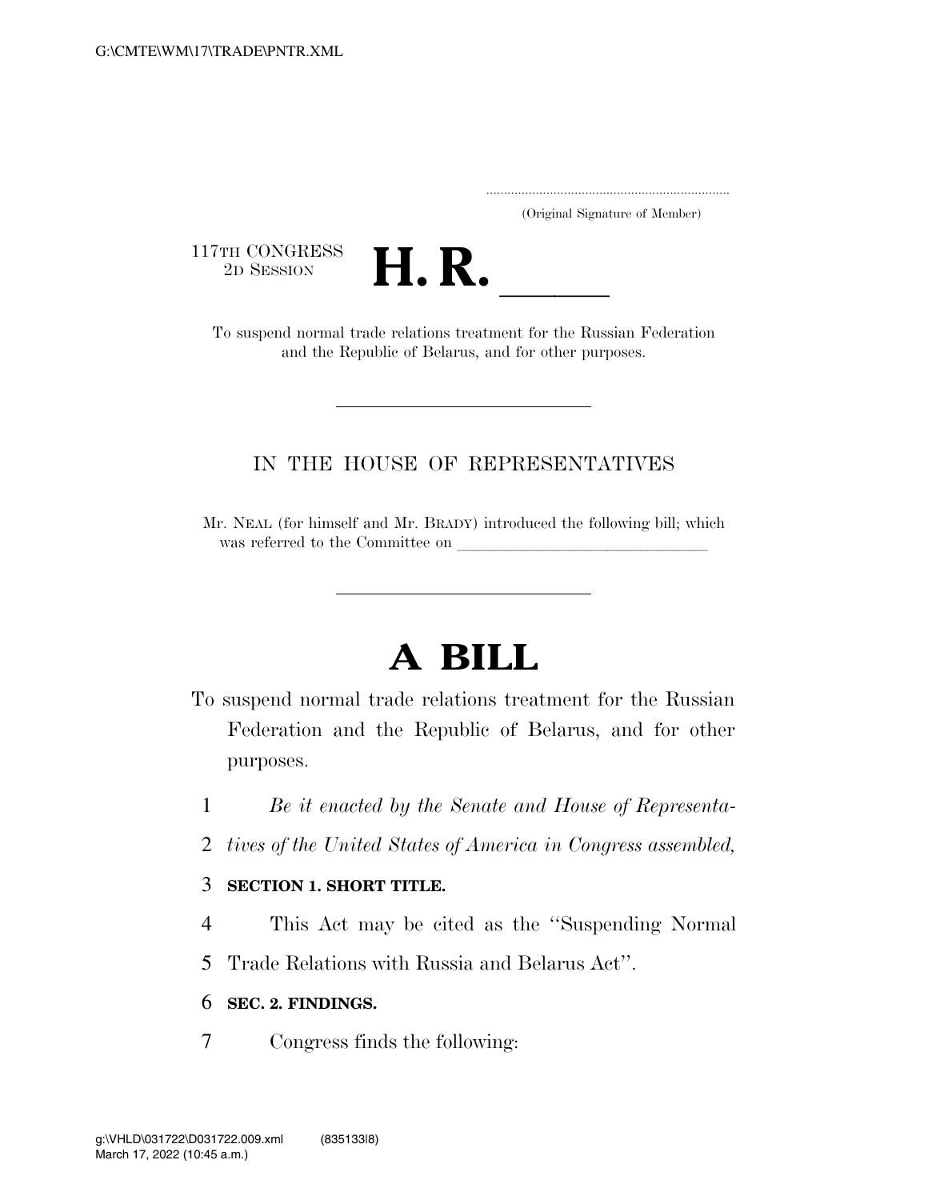(Original Signature of Member)

117TH CONGRESS
2D SESSION

# H. R. \_\_\_\_\_

To suspend normal trade relations treatment for the Russian Federation and the Republic of Belarus, and for other purposes.

---

IN THE HOUSE OF REPRESENTATIVES

Mr. NEAL (for himself and Mr. BRADY) introduced the following bill; which was referred to the Committee on \_\_\_\_\_\_\_\_\_\_\_\_\_\_\_\_\_\_\_\_\_\_\_\_\_\_\_\_\_\_

---

# A BILL

To suspend normal trade relations treatment for the Russian Federation and the Republic of Belarus, and for other purposes.

1 *Be it enacted by the Senate and House of Representa-*
2 *tives of the United States of America in Congress assembled,*

3 **SECTION 1. SHORT TITLE.**

4 This Act may be cited as the ''Suspending Normal
5 Trade Relations with Russia and Belarus Act''.

6 **SEC. 2. FINDINGS.**

7 Congress finds the following: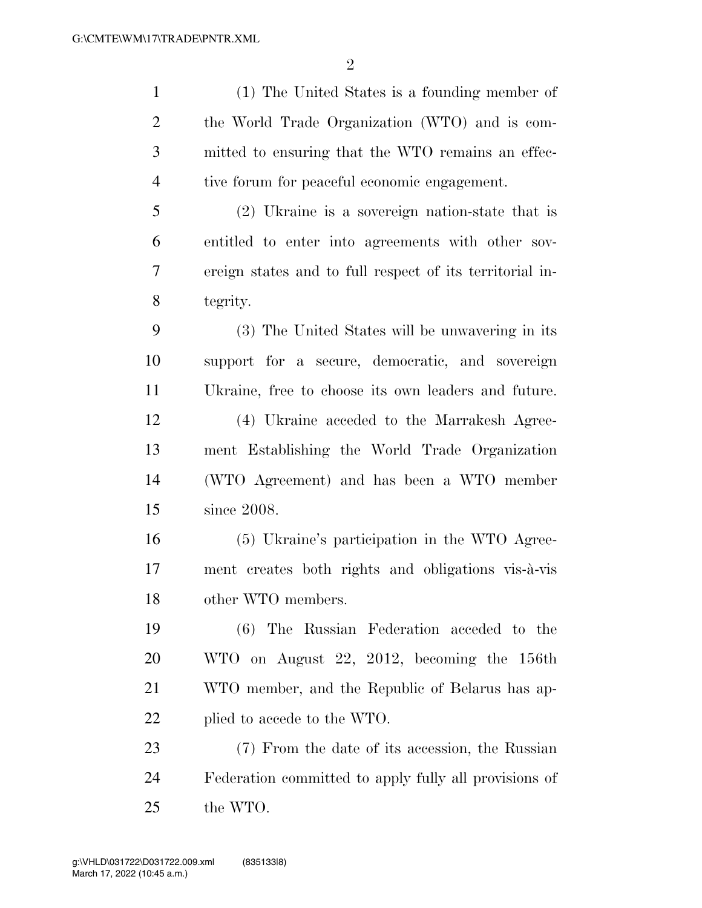(1) The United States is a founding member of the World Trade Organization (WTO) and is committed to ensuring that the WTO remains an effective forum for peaceful economic engagement.

(2) Ukraine is a sovereign nation-state that is entitled to enter into agreements with other sovereign states and to full respect of its territorial integrity.

(3) The United States will be unwavering in its support for a secure, democratic, and sovereign Ukraine, free to choose its own leaders and future.

(4) Ukraine acceded to the Marrakesh Agreement Establishing the World Trade Organization (WTO Agreement) and has been a WTO member since 2008.

(5) Ukraine's participation in the WTO Agreement creates both rights and obligations vis-à-vis other WTO members.

(6) The Russian Federation acceded to the WTO on August 22, 2012, becoming the 156th WTO member, and the Republic of Belarus has applied to accede to the WTO.

(7) From the date of its accession, the Russian Federation committed to apply fully all provisions of the WTO.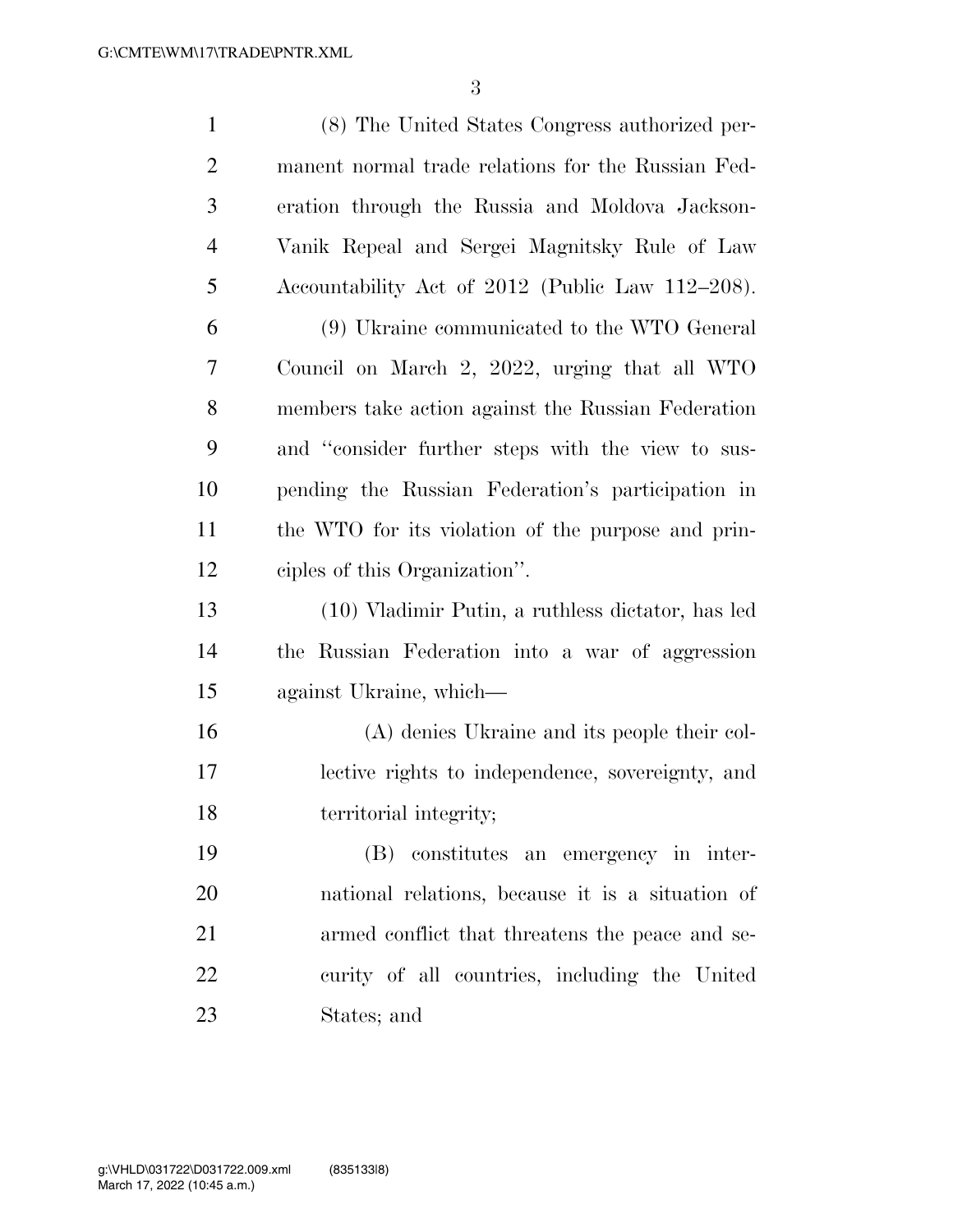(8) The United States Congress authorized permanent normal trade relations for the Russian Federation through the Russia and Moldova Jackson-Vanik Repeal and Sergei Magnitsky Rule of Law Accountability Act of 2012 (Public Law 112–208).

(9) Ukraine communicated to the WTO General Council on March 2, 2022, urging that all WTO members take action against the Russian Federation and "consider further steps with the view to suspending the Russian Federation's participation in the WTO for its violation of the purpose and principles of this Organization".

(10) Vladimir Putin, a ruthless dictator, has led the Russian Federation into a war of aggression against Ukraine, which—

(A) denies Ukraine and its people their collective rights to independence, sovereignty, and territorial integrity;

(B) constitutes an emergency in international relations, because it is a situation of armed conflict that threatens the peace and security of all countries, including the United States; and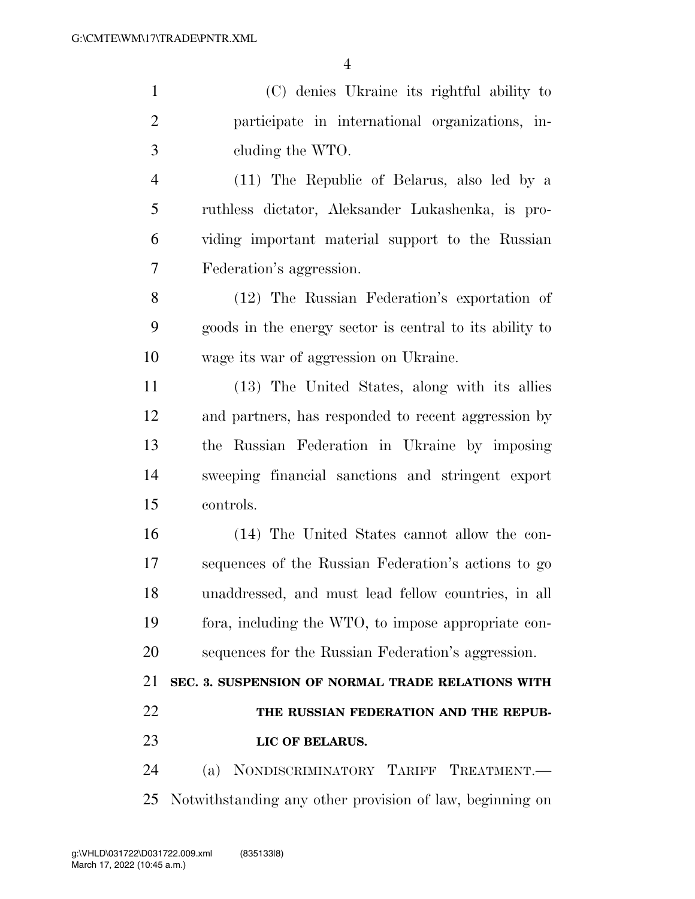(C) denies Ukraine its rightful ability to participate in international organizations, including the WTO.

(11) The Republic of Belarus, also led by a ruthless dictator, Aleksander Lukashenka, is providing important material support to the Russian Federation's aggression.

(12) The Russian Federation's exportation of goods in the energy sector is central to its ability to wage its war of aggression on Ukraine.

(13) The United States, along with its allies and partners, has responded to recent aggression by the Russian Federation in Ukraine by imposing sweeping financial sanctions and stringent export controls.

(14) The United States cannot allow the consequences of the Russian Federation's actions to go unaddressed, and must lead fellow countries, in all fora, including the WTO, to impose appropriate consequences for the Russian Federation's aggression.

## SEC. 3. SUSPENSION OF NORMAL TRADE RELATIONS WITH THE RUSSIAN FEDERATION AND THE REPUBLIC OF BELARUS.

(a) NONDISCRIMINATORY TARIFF TREATMENT.—Notwithstanding any other provision of law, beginning on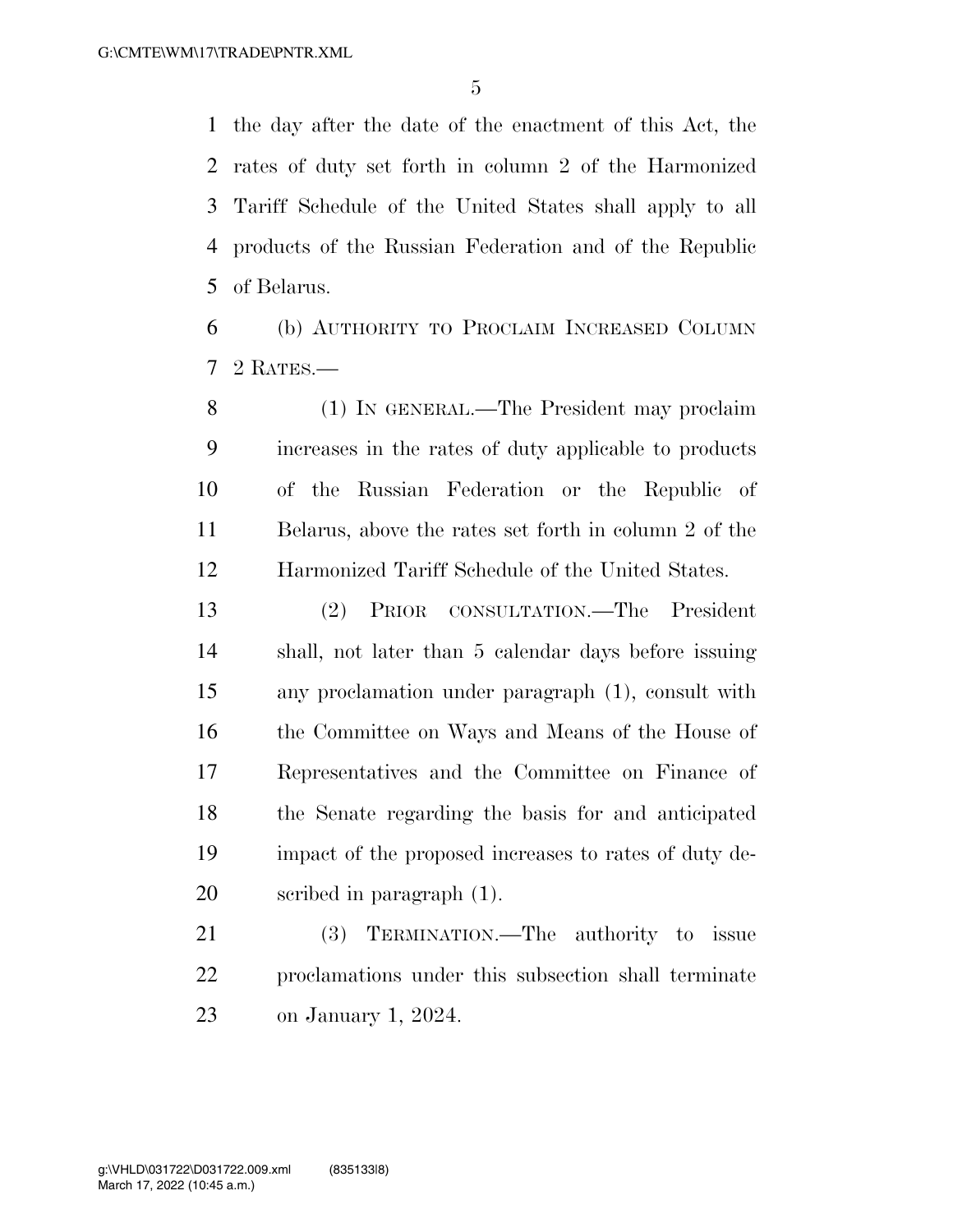the day after the date of the enactment of this Act, the rates of duty set forth in column 2 of the Harmonized Tariff Schedule of the United States shall apply to all products of the Russian Federation and of the Republic of Belarus.

(b) AUTHORITY TO PROCLAIM INCREASED COLUMN 2 RATES.—

(1) IN GENERAL.—The President may proclaim increases in the rates of duty applicable to products of the Russian Federation or the Republic of Belarus, above the rates set forth in column 2 of the Harmonized Tariff Schedule of the United States.

(2) PRIOR CONSULTATION.—The President shall, not later than 5 calendar days before issuing any proclamation under paragraph (1), consult with the Committee on Ways and Means of the House of Representatives and the Committee on Finance of the Senate regarding the basis for and anticipated impact of the proposed increases to rates of duty described in paragraph (1).

(3) TERMINATION.—The authority to issue proclamations under this subsection shall terminate on January 1, 2024.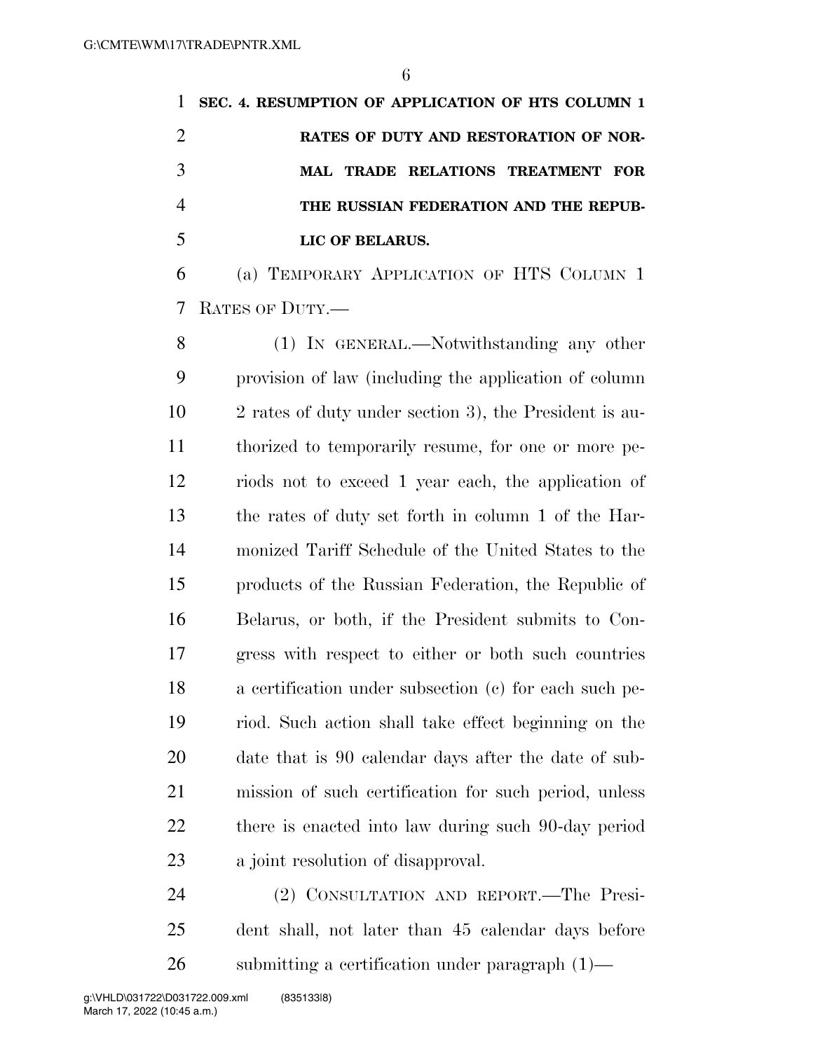**SEC. 4. RESUMPTION OF APPLICATION OF HTS COLUMN 1 RATES OF DUTY AND RESTORATION OF NORMAL TRADE RELATIONS TREATMENT FOR THE RUSSIAN FEDERATION AND THE REPUBLIC OF BELARUS.**

(a) TEMPORARY APPLICATION OF HTS COLUMN 1 RATES OF DUTY.—

(1) IN GENERAL.—Notwithstanding any other provision of law (including the application of column 2 rates of duty under section 3), the President is authorized to temporarily resume, for one or more periods not to exceed 1 year each, the application of the rates of duty set forth in column 1 of the Harmonized Tariff Schedule of the United States to the products of the Russian Federation, the Republic of Belarus, or both, if the President submits to Congress with respect to either or both such countries a certification under subsection (c) for each such period. Such action shall take effect beginning on the date that is 90 calendar days after the date of submission of such certification for such period, unless there is enacted into law during such 90-day period a joint resolution of disapproval.

(2) CONSULTATION AND REPORT.—The President shall, not later than 45 calendar days before submitting a certification under paragraph (1)—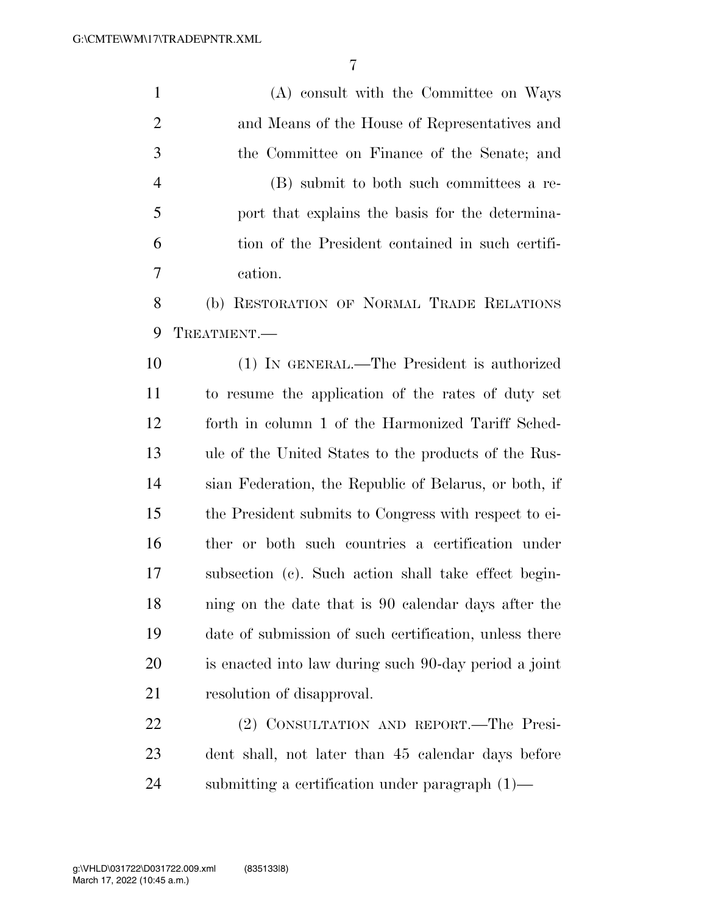(A) consult with the Committee on Ways and Means of the House of Representatives and the Committee on Finance of the Senate; and

(B) submit to both such committees a report that explains the basis for the determination of the President contained in such certification.

(b) RESTORATION OF NORMAL TRADE RELATIONS TREATMENT.—

(1) IN GENERAL.—The President is authorized to resume the application of the rates of duty set forth in column 1 of the Harmonized Tariff Schedule of the United States to the products of the Russian Federation, the Republic of Belarus, or both, if the President submits to Congress with respect to either or both such countries a certification under subsection (c). Such action shall take effect beginning on the date that is 90 calendar days after the date of submission of such certification, unless there is enacted into law during such 90-day period a joint resolution of disapproval.

(2) CONSULTATION AND REPORT.—The President shall, not later than 45 calendar days before submitting a certification under paragraph (1)—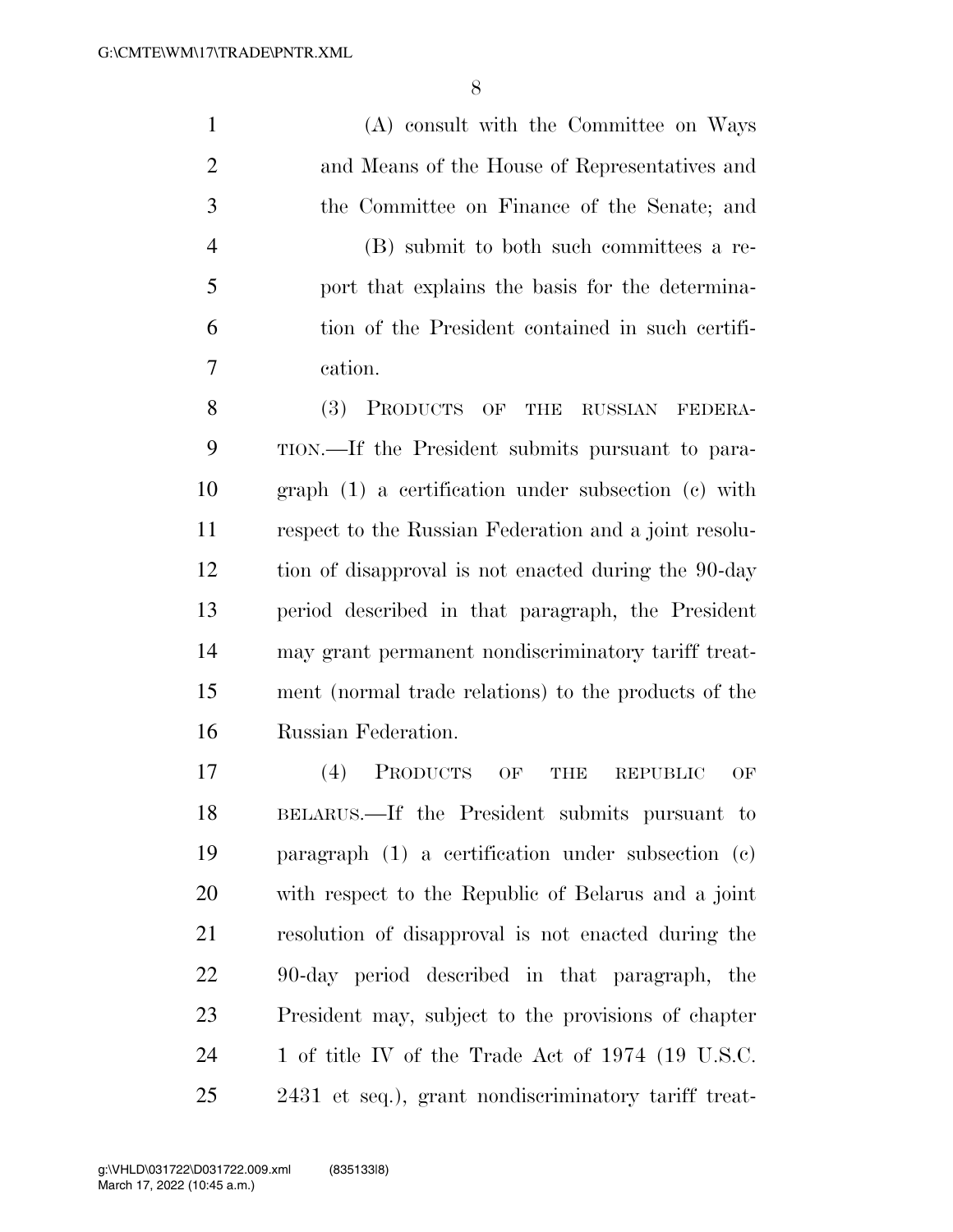(A) consult with the Committee on Ways and Means of the House of Representatives and the Committee on Finance of the Senate; and

(B) submit to both such committees a report that explains the basis for the determination of the President contained in such certification.

(3) PRODUCTS OF THE RUSSIAN FEDERATION.—If the President submits pursuant to paragraph (1) a certification under subsection (c) with respect to the Russian Federation and a joint resolution of disapproval is not enacted during the 90-day period described in that paragraph, the President may grant permanent nondiscriminatory tariff treatment (normal trade relations) to the products of the Russian Federation.

(4) PRODUCTS OF THE REPUBLIC OF BELARUS.—If the President submits pursuant to paragraph (1) a certification under subsection (c) with respect to the Republic of Belarus and a joint resolution of disapproval is not enacted during the 90-day period described in that paragraph, the President may, subject to the provisions of chapter 1 of title IV of the Trade Act of 1974 (19 U.S.C. 2431 et seq.), grant nondiscriminatory tariff treat-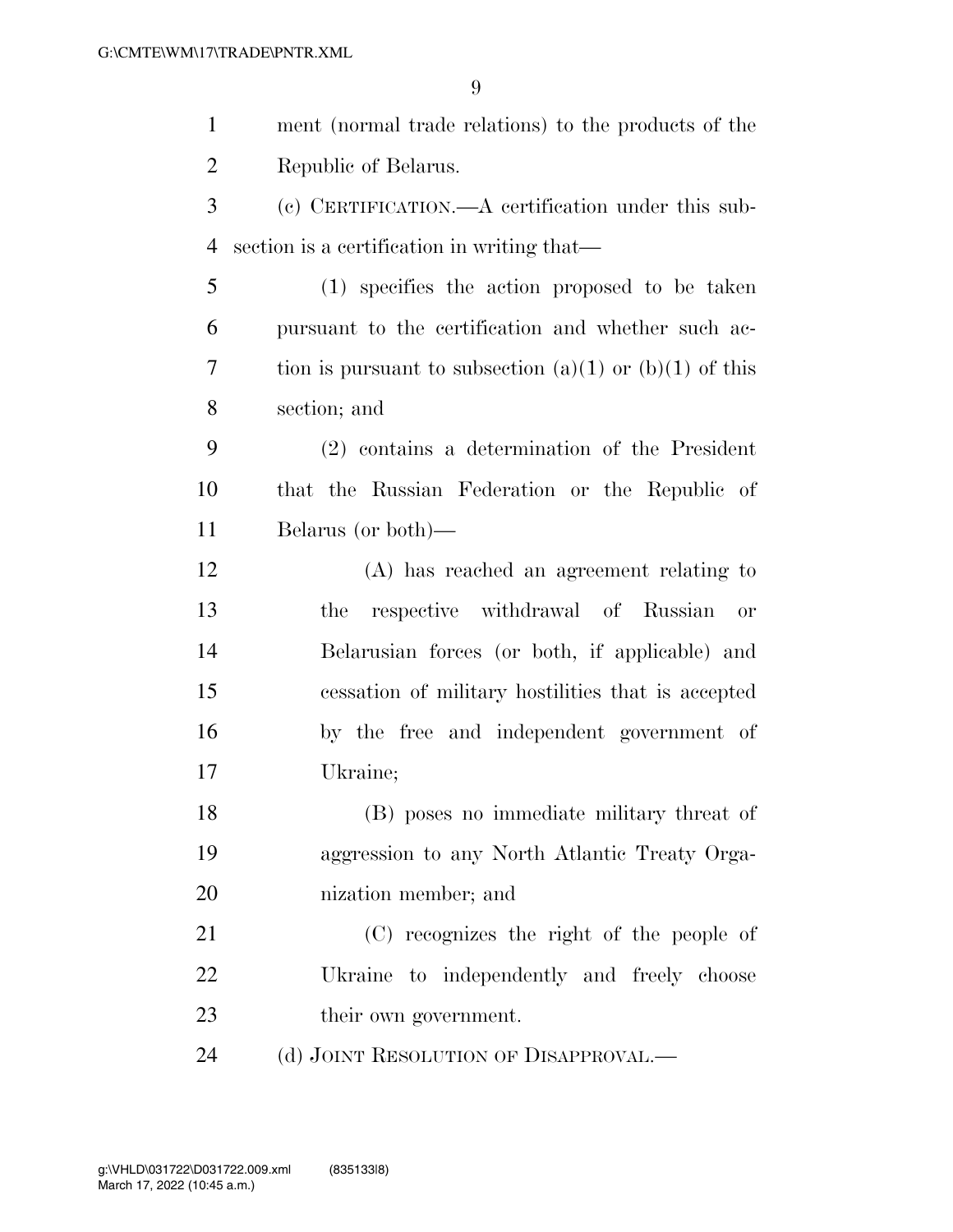ment (normal trade relations) to the products of the Republic of Belarus.

(c) CERTIFICATION.—A certification under this subsection is a certification in writing that—

(1) specifies the action proposed to be taken pursuant to the certification and whether such action is pursuant to subsection (a)(1) or (b)(1) of this section; and

(2) contains a determination of the President that the Russian Federation or the Republic of Belarus (or both)—

(A) has reached an agreement relating to the respective withdrawal of Russian or Belarusian forces (or both, if applicable) and cessation of military hostilities that is accepted by the free and independent government of Ukraine;

(B) poses no immediate military threat of aggression to any North Atlantic Treaty Organization member; and

(C) recognizes the right of the people of Ukraine to independently and freely choose their own government.

(d) JOINT RESOLUTION OF DISAPPROVAL.—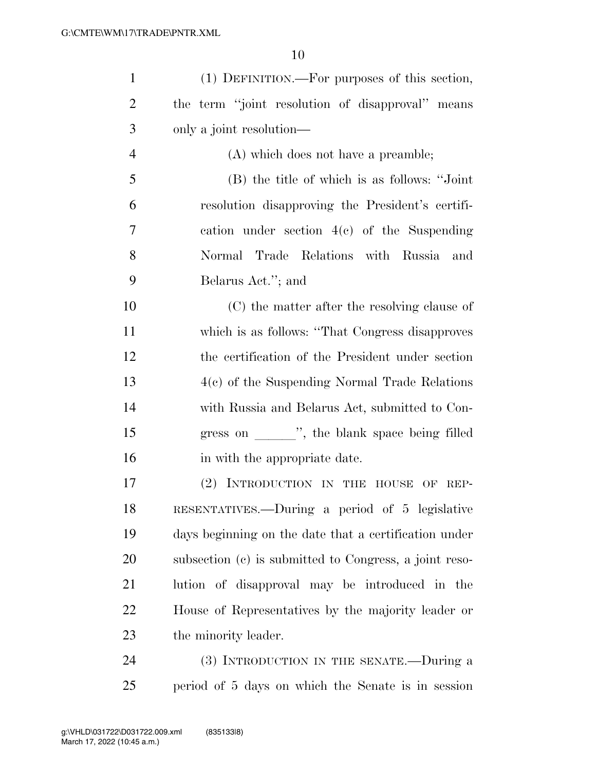(1) DEFINITION.—For purposes of this section, the term ''joint resolution of disapproval'' means only a joint resolution—

(A) which does not have a preamble;

(B) the title of which is as follows: ''Joint resolution disapproving the President's certification under section 4(c) of the Suspending Normal Trade Relations with Russia and Belarus Act.''; and

(C) the matter after the resolving clause of which is as follows: ''That Congress disapproves the certification of the President under section 4(c) of the Suspending Normal Trade Relations with Russia and Belarus Act, submitted to Congress on ______'', the blank space being filled in with the appropriate date.

(2) INTRODUCTION IN THE HOUSE OF REPRESENTATIVES.—During a period of 5 legislative days beginning on the date that a certification under subsection (c) is submitted to Congress, a joint resolution of disapproval may be introduced in the House of Representatives by the majority leader or the minority leader.

(3) INTRODUCTION IN THE SENATE.—During a period of 5 days on which the Senate is in session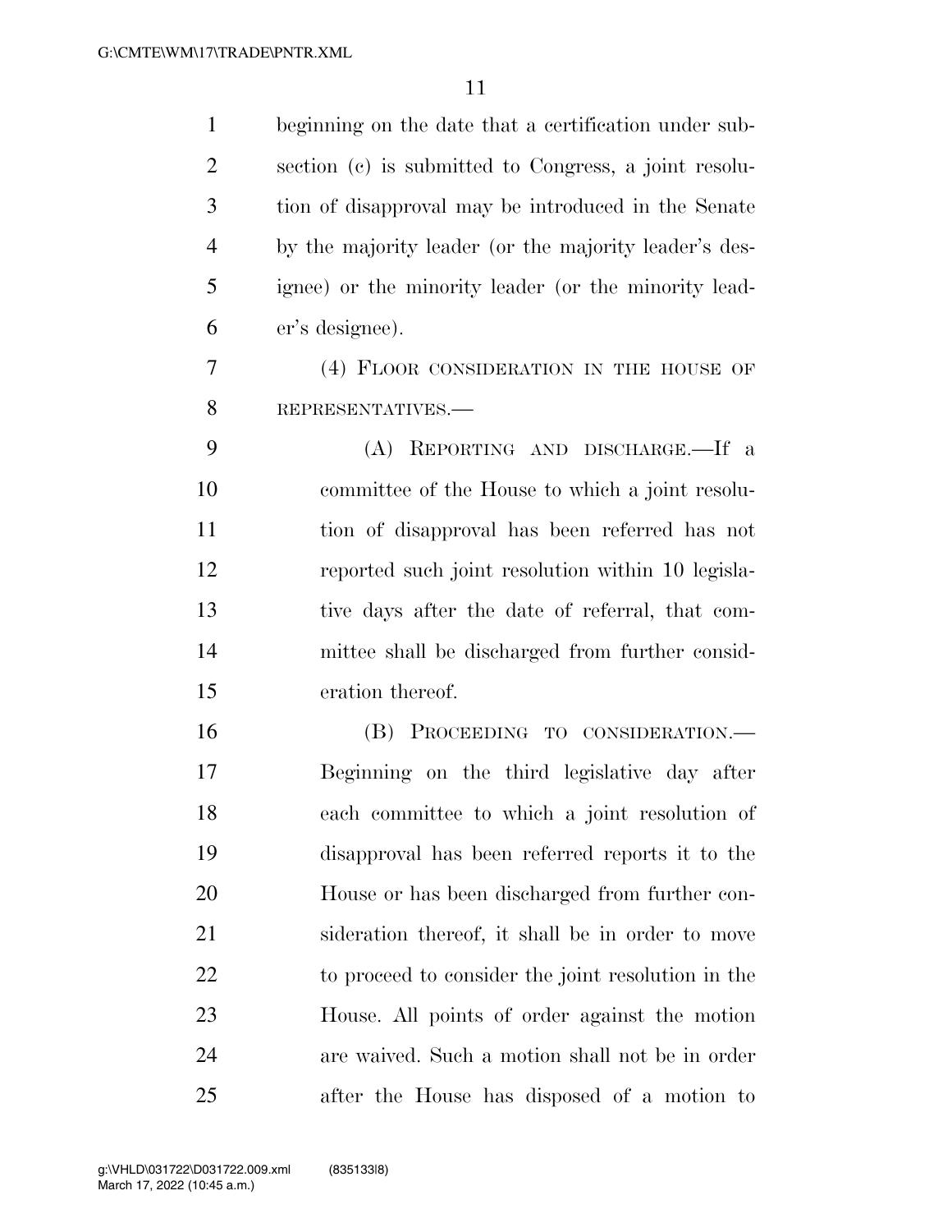beginning on the date that a certification under subsection (c) is submitted to Congress, a joint resolution of disapproval may be introduced in the Senate by the majority leader (or the majority leader's designee) or the minority leader (or the minority leader's designee).

(4) FLOOR CONSIDERATION IN THE HOUSE OF REPRESENTATIVES.—

(A) REPORTING AND DISCHARGE.—If a committee of the House to which a joint resolution of disapproval has been referred has not reported such joint resolution within 10 legislative days after the date of referral, that committee shall be discharged from further consideration thereof.

(B) PROCEEDING TO CONSIDERATION.—Beginning on the third legislative day after each committee to which a joint resolution of disapproval has been referred reports it to the House or has been discharged from further consideration thereof, it shall be in order to move to proceed to consider the joint resolution in the House. All points of order against the motion are waived. Such a motion shall not be in order after the House has disposed of a motion to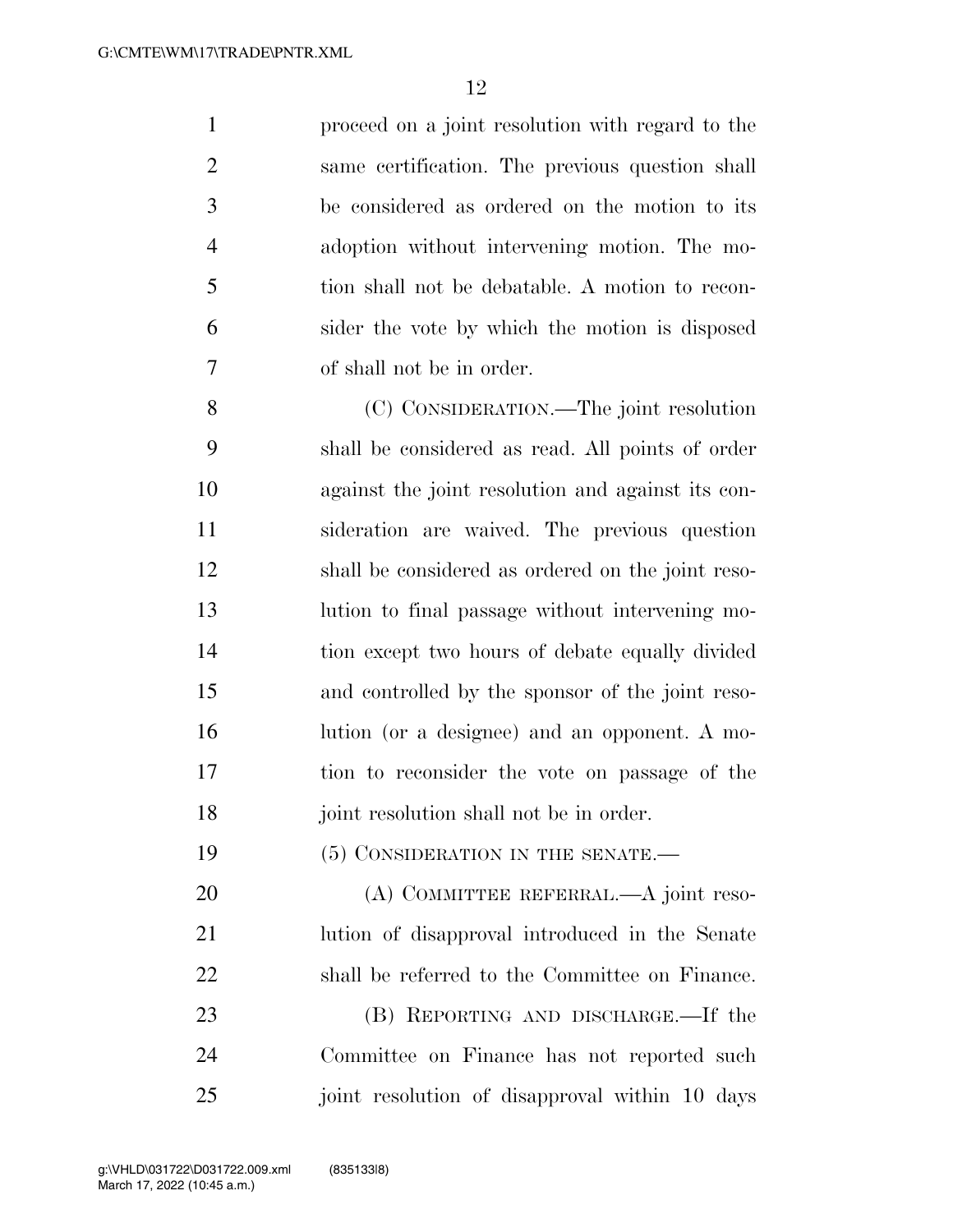proceed on a joint resolution with regard to the same certification. The previous question shall be considered as ordered on the motion to its adoption without intervening motion. The motion shall not be debatable. A motion to reconsider the vote by which the motion is disposed of shall not be in order.

(C) CONSIDERATION.—The joint resolution shall be considered as read. All points of order against the joint resolution and against its consideration are waived. The previous question shall be considered as ordered on the joint resolution to final passage without intervening motion except two hours of debate equally divided and controlled by the sponsor of the joint resolution (or a designee) and an opponent. A motion to reconsider the vote on passage of the joint resolution shall not be in order.

(5) CONSIDERATION IN THE SENATE.—

(A) COMMITTEE REFERRAL.—A joint resolution of disapproval introduced in the Senate shall be referred to the Committee on Finance.

(B) REPORTING AND DISCHARGE.—If the Committee on Finance has not reported such joint resolution of disapproval within 10 days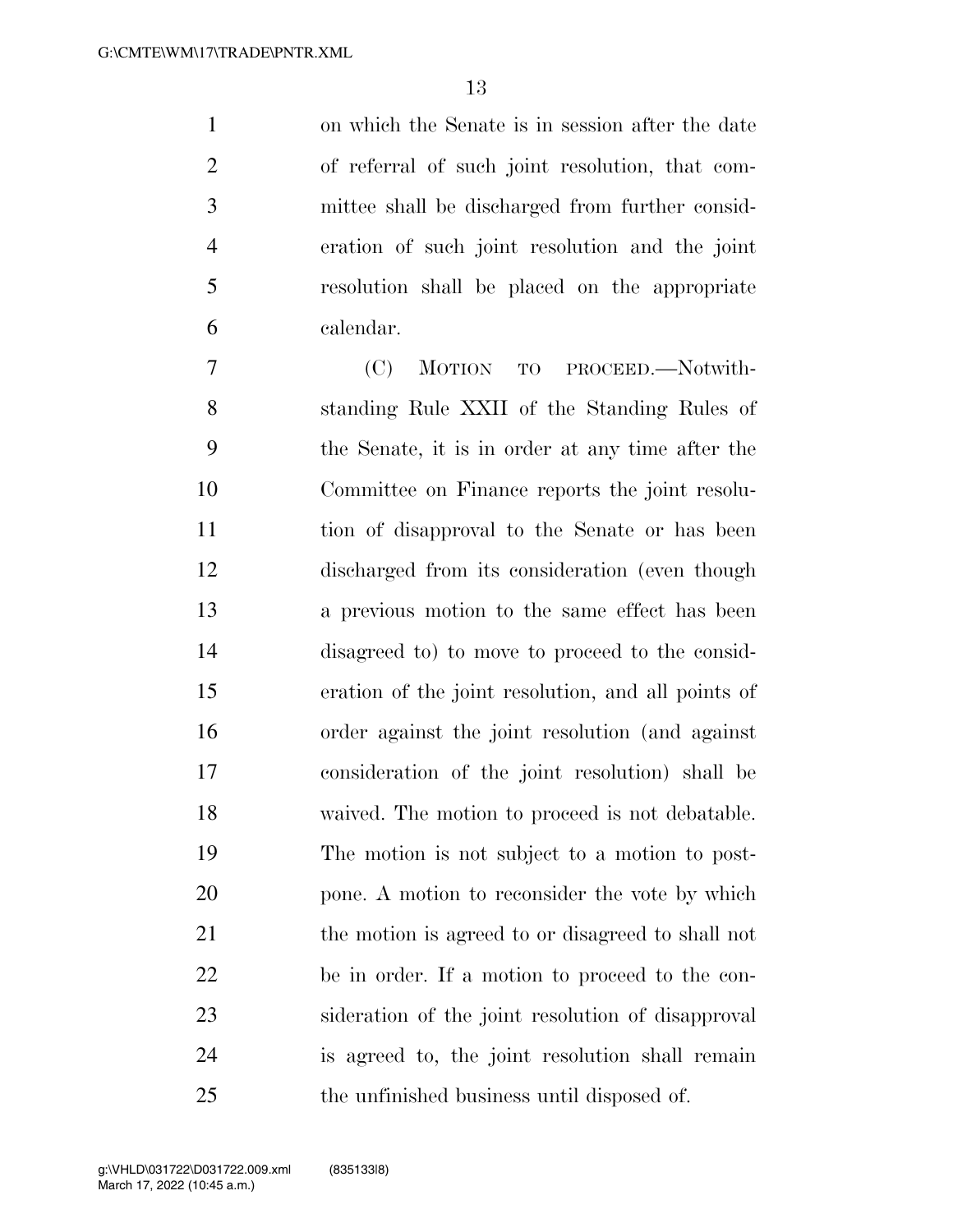on which the Senate is in session after the date of referral of such joint resolution, that committee shall be discharged from further consideration of such joint resolution and the joint resolution shall be placed on the appropriate calendar.

(C) MOTION TO PROCEED.—Notwithstanding Rule XXII of the Standing Rules of the Senate, it is in order at any time after the Committee on Finance reports the joint resolution of disapproval to the Senate or has been discharged from its consideration (even though a previous motion to the same effect has been disagreed to) to move to proceed to the consideration of the joint resolution, and all points of order against the joint resolution (and against consideration of the joint resolution) shall be waived. The motion to proceed is not debatable. The motion is not subject to a motion to postpone. A motion to reconsider the vote by which the motion is agreed to or disagreed to shall not be in order. If a motion to proceed to the consideration of the joint resolution of disapproval is agreed to, the joint resolution shall remain the unfinished business until disposed of.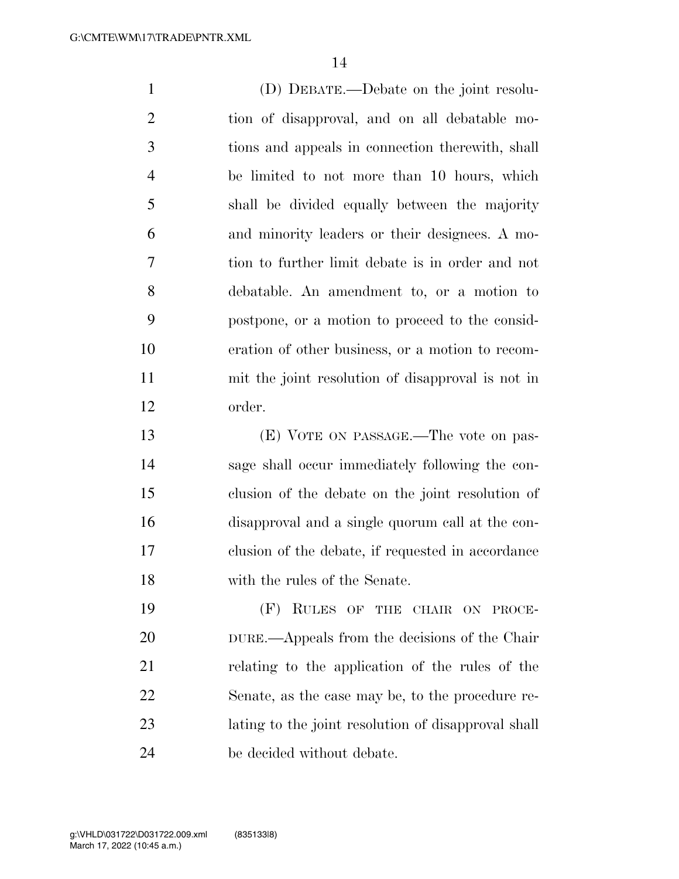(D) DEBATE.—Debate on the joint resolution of disapproval, and on all debatable motions and appeals in connection therewith, shall be limited to not more than 10 hours, which shall be divided equally between the majority and minority leaders or their designees. A motion to further limit debate is in order and not debatable. An amendment to, or a motion to postpone, or a motion to proceed to the consideration of other business, or a motion to recommit the joint resolution of disapproval is not in order.

(E) VOTE ON PASSAGE.—The vote on passage shall occur immediately following the conclusion of the debate on the joint resolution of disapproval and a single quorum call at the conclusion of the debate, if requested in accordance with the rules of the Senate.

(F) RULES OF THE CHAIR ON PROCEDURE.—Appeals from the decisions of the Chair relating to the application of the rules of the Senate, as the case may be, to the procedure relating to the joint resolution of disapproval shall be decided without debate.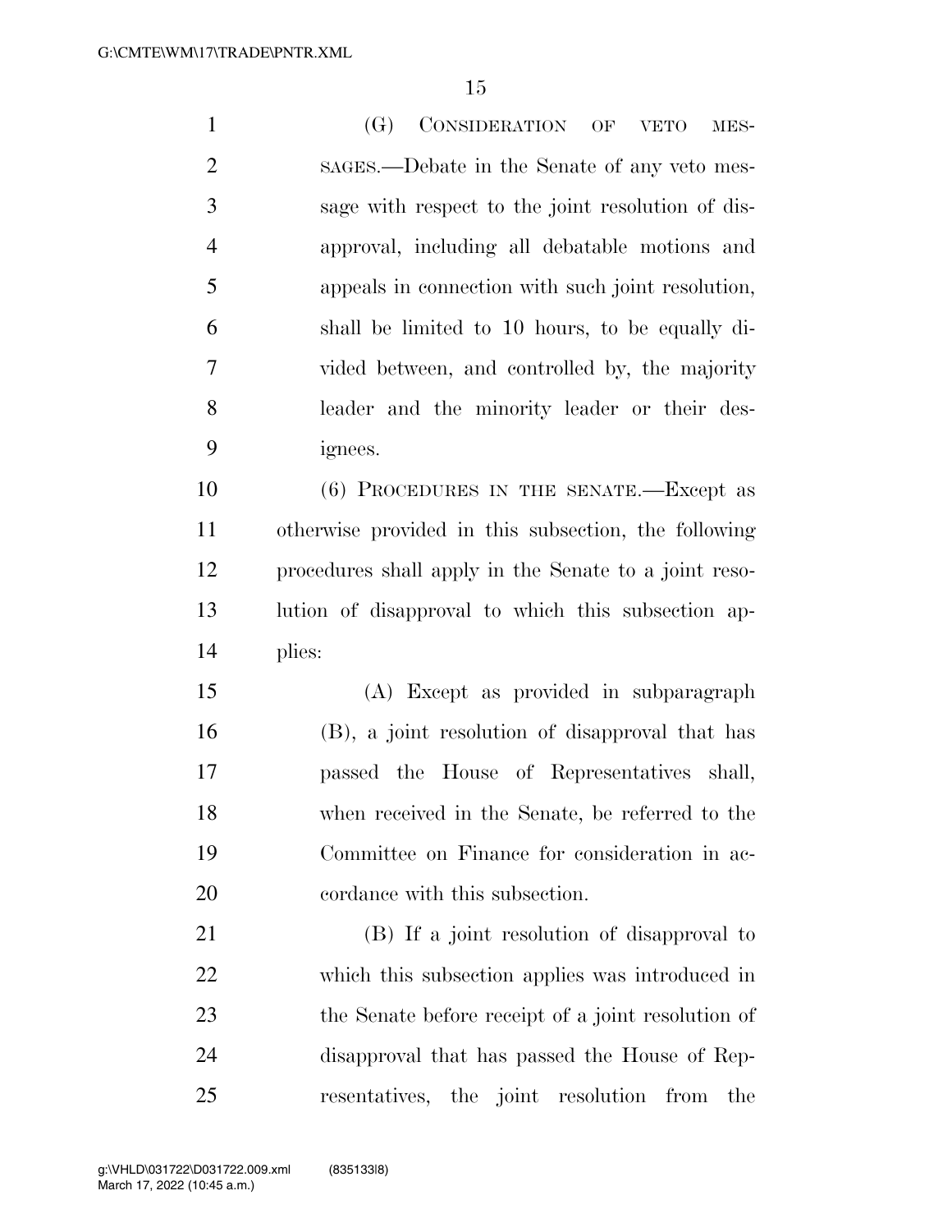(G) CONSIDERATION OF VETO MESSAGES.—Debate in the Senate of any veto message with respect to the joint resolution of disapproval, including all debatable motions and appeals in connection with such joint resolution, shall be limited to 10 hours, to be equally divided between, and controlled by, the majority leader and the minority leader or their designees.

(6) PROCEDURES IN THE SENATE.—Except as otherwise provided in this subsection, the following procedures shall apply in the Senate to a joint resolution of disapproval to which this subsection applies:

(A) Except as provided in subparagraph (B), a joint resolution of disapproval that has passed the House of Representatives shall, when received in the Senate, be referred to the Committee on Finance for consideration in accordance with this subsection.

(B) If a joint resolution of disapproval to which this subsection applies was introduced in the Senate before receipt of a joint resolution of disapproval that has passed the House of Representatives, the joint resolution from the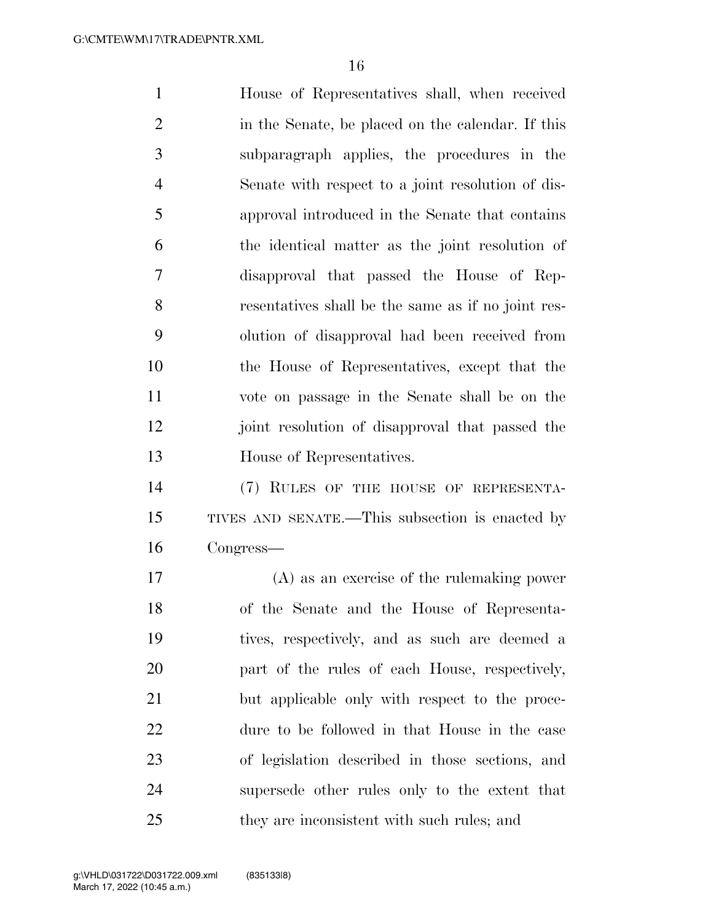House of Representatives shall, when received in the Senate, be placed on the calendar. If this subparagraph applies, the procedures in the Senate with respect to a joint resolution of disapproval introduced in the Senate that contains the identical matter as the joint resolution of disapproval that passed the House of Representatives shall be the same as if no joint resolution of disapproval had been received from the House of Representatives, except that the vote on passage in the Senate shall be on the joint resolution of disapproval that passed the House of Representatives.

(7) RULES OF THE HOUSE OF REPRESENTATIVES AND SENATE.—This subsection is enacted by Congress—

(A) as an exercise of the rulemaking power of the Senate and the House of Representatives, respectively, and as such are deemed a part of the rules of each House, respectively, but applicable only with respect to the procedure to be followed in that House in the case of legislation described in those sections, and supersede other rules only to the extent that they are inconsistent with such rules; and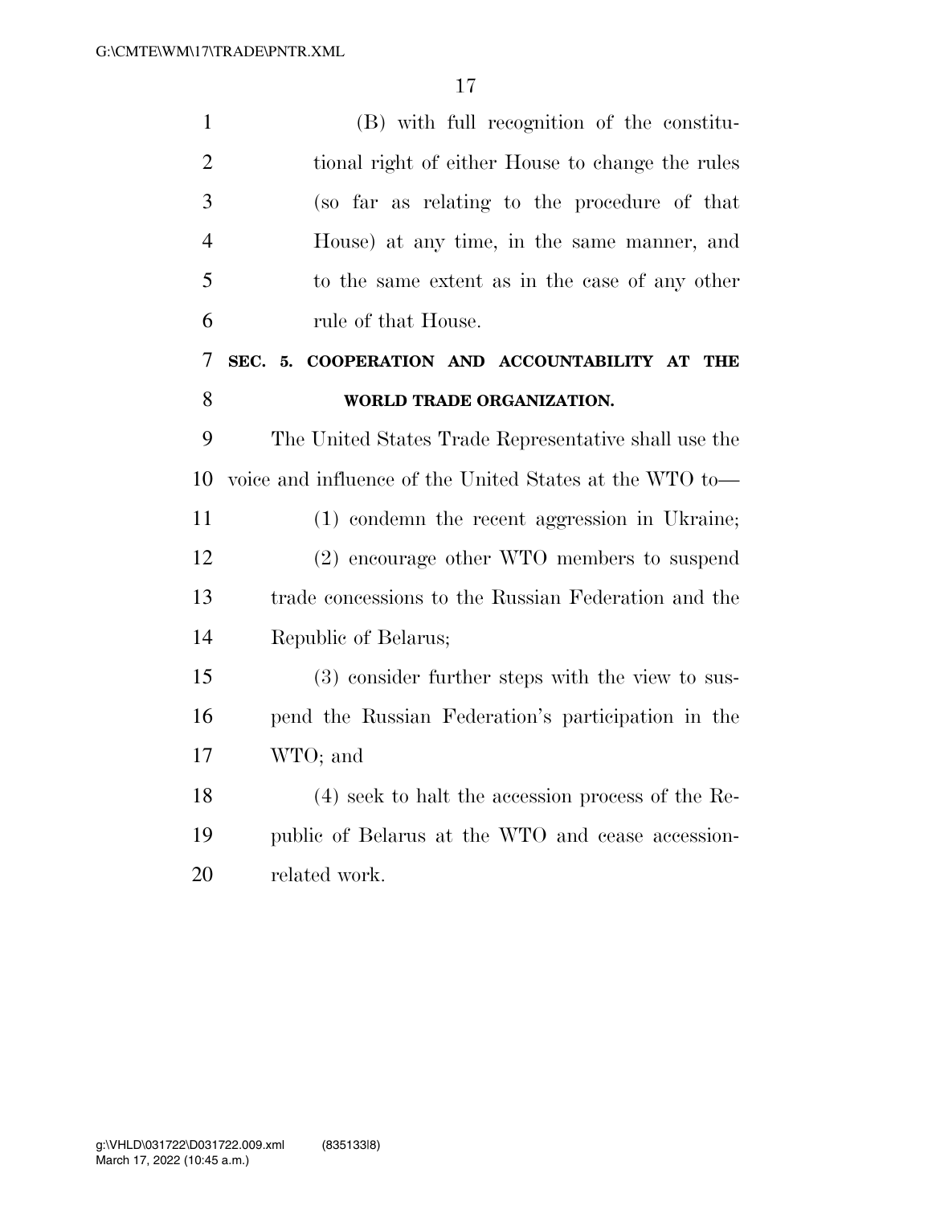(B) with full recognition of the constitutional right of either House to change the rules (so far as relating to the procedure of that House) at any time, in the same manner, and to the same extent as in the case of any other rule of that House.

## SEC. 5. COOPERATION AND ACCOUNTABILITY AT THE WORLD TRADE ORGANIZATION.

The United States Trade Representative shall use the voice and influence of the United States at the WTO to—

(1) condemn the recent aggression in Ukraine;

(2) encourage other WTO members to suspend trade concessions to the Russian Federation and the Republic of Belarus;

(3) consider further steps with the view to suspend the Russian Federation's participation in the WTO; and

(4) seek to halt the accession process of the Republic of Belarus at the WTO and cease accession-related work.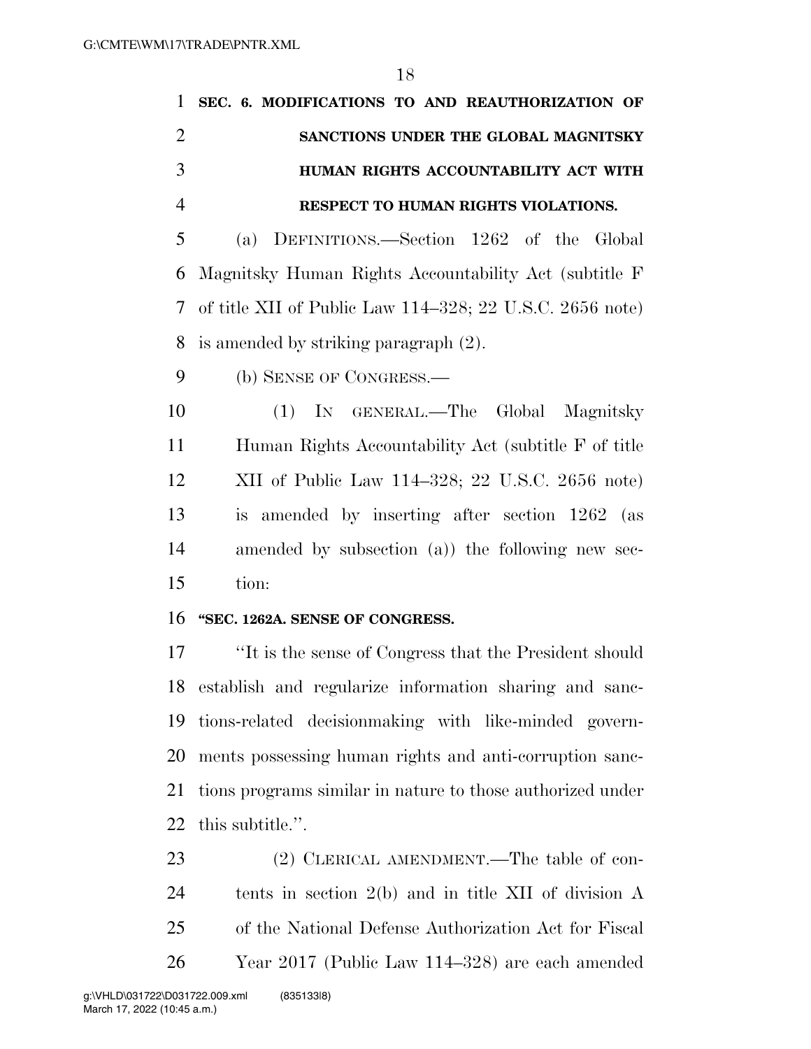**SEC. 6. MODIFICATIONS TO AND REAUTHORIZATION OF SANCTIONS UNDER THE GLOBAL MAGNITSKY HUMAN RIGHTS ACCOUNTABILITY ACT WITH RESPECT TO HUMAN RIGHTS VIOLATIONS.**

(a) DEFINITIONS.—Section 1262 of the Global Magnitsky Human Rights Accountability Act (subtitle F of title XII of Public Law 114–328; 22 U.S.C. 2656 note) is amended by striking paragraph (2).

(b) SENSE OF CONGRESS.—

(1) IN GENERAL.—The Global Magnitsky Human Rights Accountability Act (subtitle F of title XII of Public Law 114–328; 22 U.S.C. 2656 note) is amended by inserting after section 1262 (as amended by subsection (a)) the following new section:

**"SEC. 1262A. SENSE OF CONGRESS.**

"It is the sense of Congress that the President should establish and regularize information sharing and sanctions-related decisionmaking with like-minded governments possessing human rights and anti-corruption sanctions programs similar in nature to those authorized under this subtitle.".

(2) CLERICAL AMENDMENT.—The table of contents in section 2(b) and in title XII of division A of the National Defense Authorization Act for Fiscal Year 2017 (Public Law 114–328) are each amended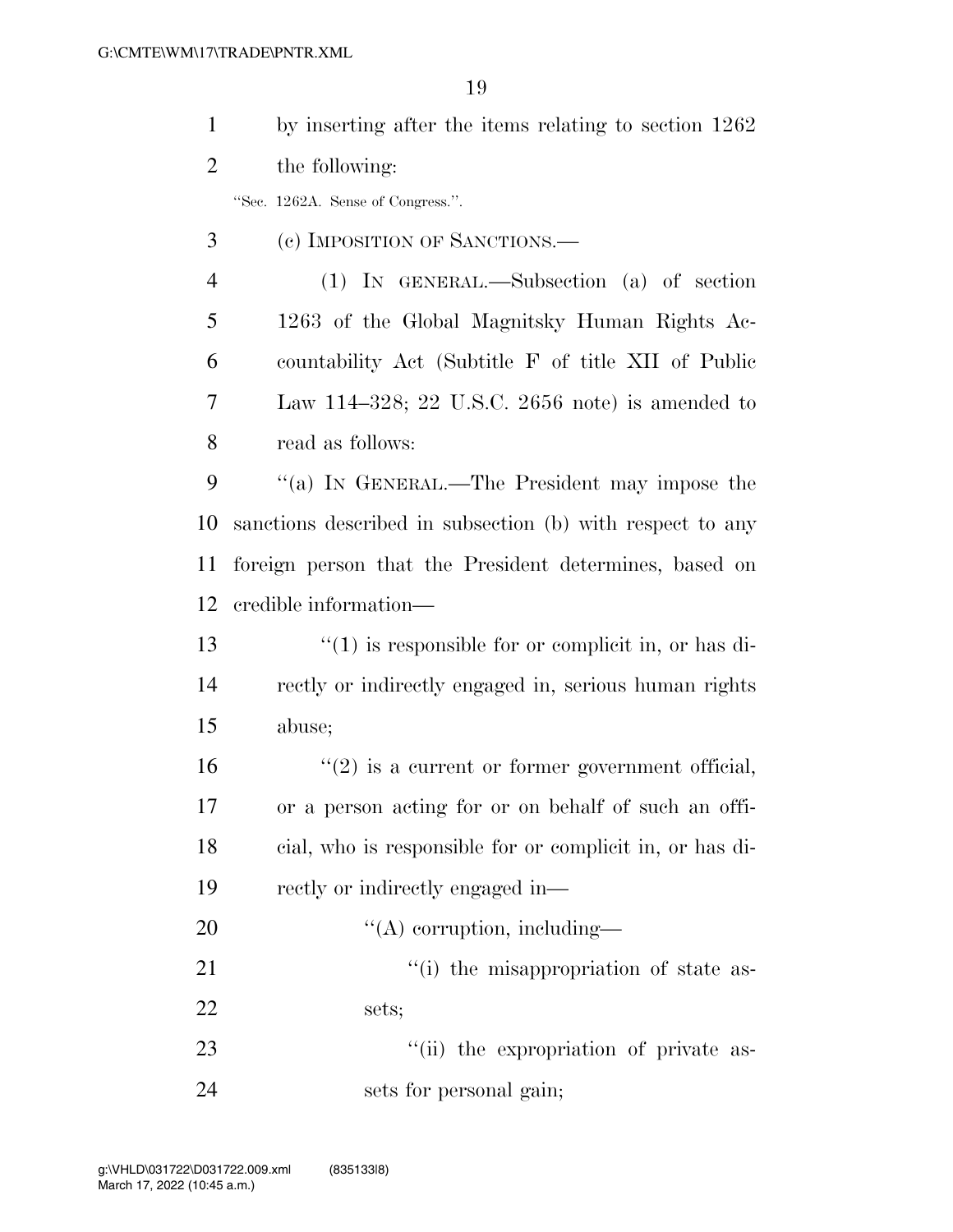by inserting after the items relating to section 1262 the following:

"Sec. 1262A. Sense of Congress.".

(c) IMPOSITION OF SANCTIONS.—

(1) IN GENERAL.—Subsection (a) of section 1263 of the Global Magnitsky Human Rights Accountability Act (Subtitle F of title XII of Public Law 114–328; 22 U.S.C. 2656 note) is amended to read as follows:

"(a) IN GENERAL.—The President may impose the sanctions described in subsection (b) with respect to any foreign person that the President determines, based on credible information—

"(1) is responsible for or complicit in, or has directly or indirectly engaged in, serious human rights abuse;

"(2) is a current or former government official, or a person acting for or on behalf of such an official, who is responsible for or complicit in, or has directly or indirectly engaged in—

"(A) corruption, including—

"(i) the misappropriation of state assets;

"(ii) the expropriation of private assets for personal gain;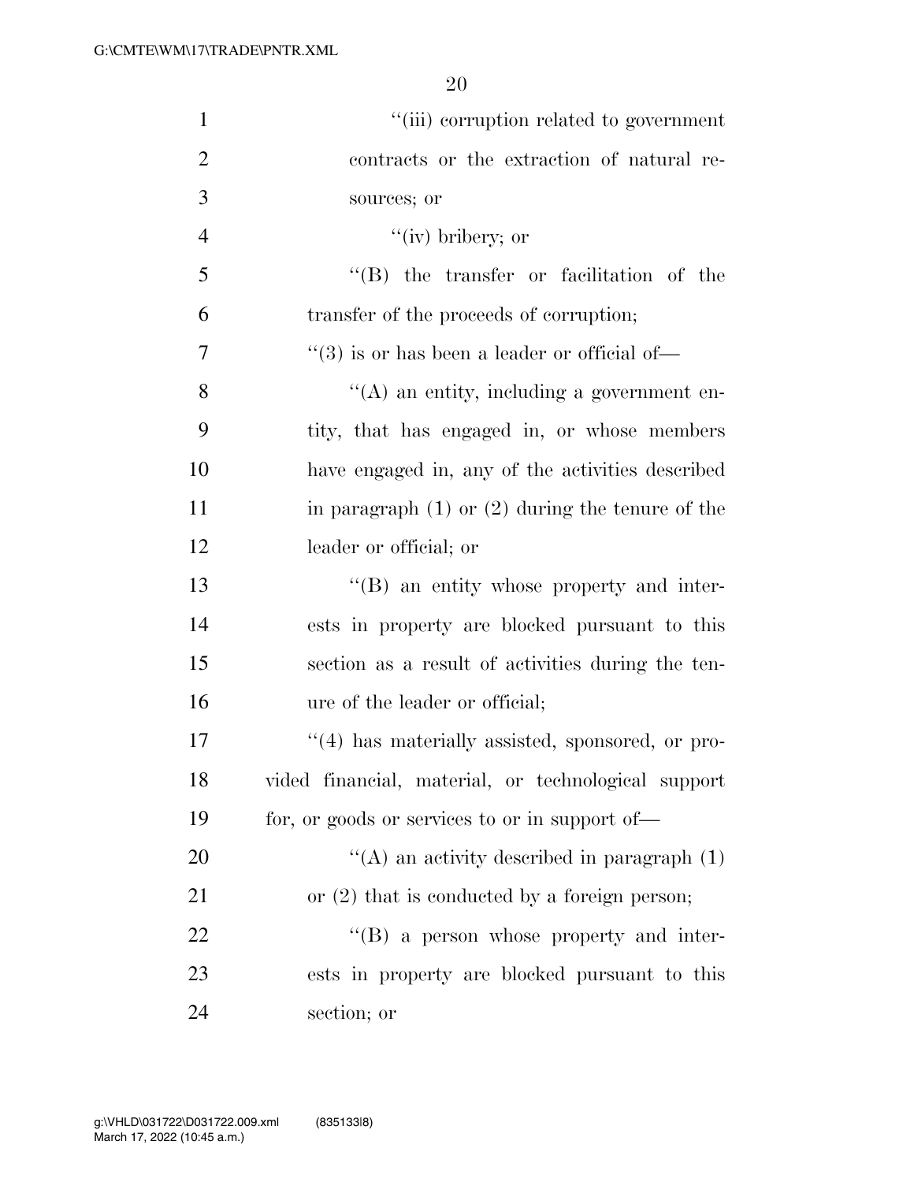''(iii) corruption related to government contracts or the extraction of natural resources; or

''(iv) bribery; or

''(B) the transfer or facilitation of the transfer of the proceeds of corruption;

''(3) is or has been a leader or official of—

''(A) an entity, including a government entity, that has engaged in, or whose members have engaged in, any of the activities described in paragraph (1) or (2) during the tenure of the leader or official; or

''(B) an entity whose property and interests in property are blocked pursuant to this section as a result of activities during the tenure of the leader or official;

''(4) has materially assisted, sponsored, or provided financial, material, or technological support for, or goods or services to or in support of—

''(A) an activity described in paragraph (1) or (2) that is conducted by a foreign person;

''(B) a person whose property and interests in property are blocked pursuant to this section; or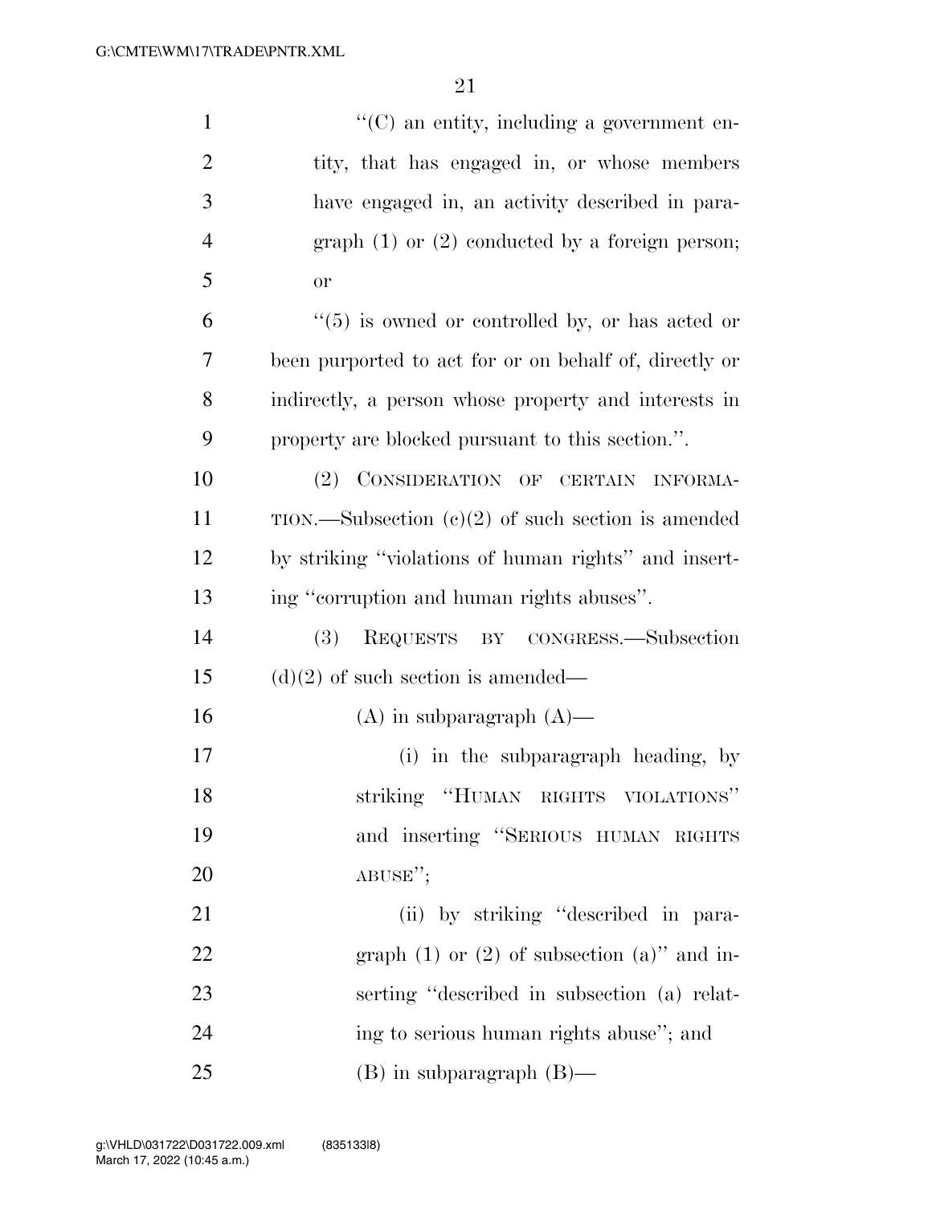"(C) an entity, including a government entity, that has engaged in, or whose members have engaged in, an activity described in paragraph (1) or (2) conducted by a foreign person; or

"(5) is owned or controlled by, or has acted or been purported to act for or on behalf of, directly or indirectly, a person whose property and interests in property are blocked pursuant to this section.".

(2) CONSIDERATION OF CERTAIN INFORMATION.—Subsection (c)(2) of such section is amended by striking "violations of human rights" and inserting "corruption and human rights abuses".

(3) REQUESTS BY CONGRESS.—Subsection (d)(2) of such section is amended—

(A) in subparagraph (A)—

(i) in the subparagraph heading, by striking "HUMAN RIGHTS VIOLATIONS" and inserting "SERIOUS HUMAN RIGHTS ABUSE";

(ii) by striking "described in paragraph (1) or (2) of subsection (a)" and inserting "described in subsection (a) relating to serious human rights abuse"; and

(B) in subparagraph (B)—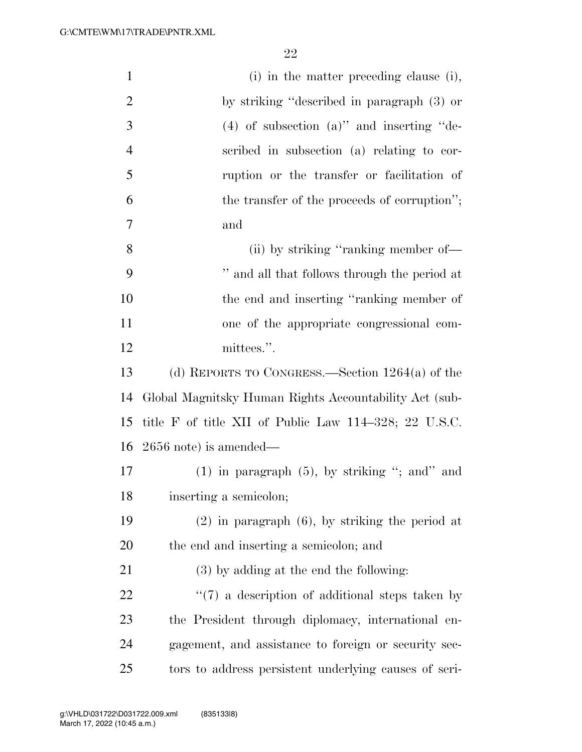(i) in the matter preceding clause (i), by striking "described in paragraph (3) or (4) of subsection (a)" and inserting "described in subsection (a) relating to corruption or the transfer or facilitation of the transfer of the proceeds of corruption"; and

(ii) by striking "ranking member of— " and all that follows through the period at the end and inserting "ranking member of one of the appropriate congressional committees.".

(d) REPORTS TO CONGRESS.—Section 1264(a) of the Global Magnitsky Human Rights Accountability Act (subtitle F of title XII of Public Law 114–328; 22 U.S.C. 2656 note) is amended—

(1) in paragraph (5), by striking "; and" and inserting a semicolon;

(2) in paragraph (6), by striking the period at the end and inserting a semicolon; and

(3) by adding at the end the following:

"(7) a description of additional steps taken by the President through diplomacy, international engagement, and assistance to foreign or security sectors to address persistent underlying causes of seri-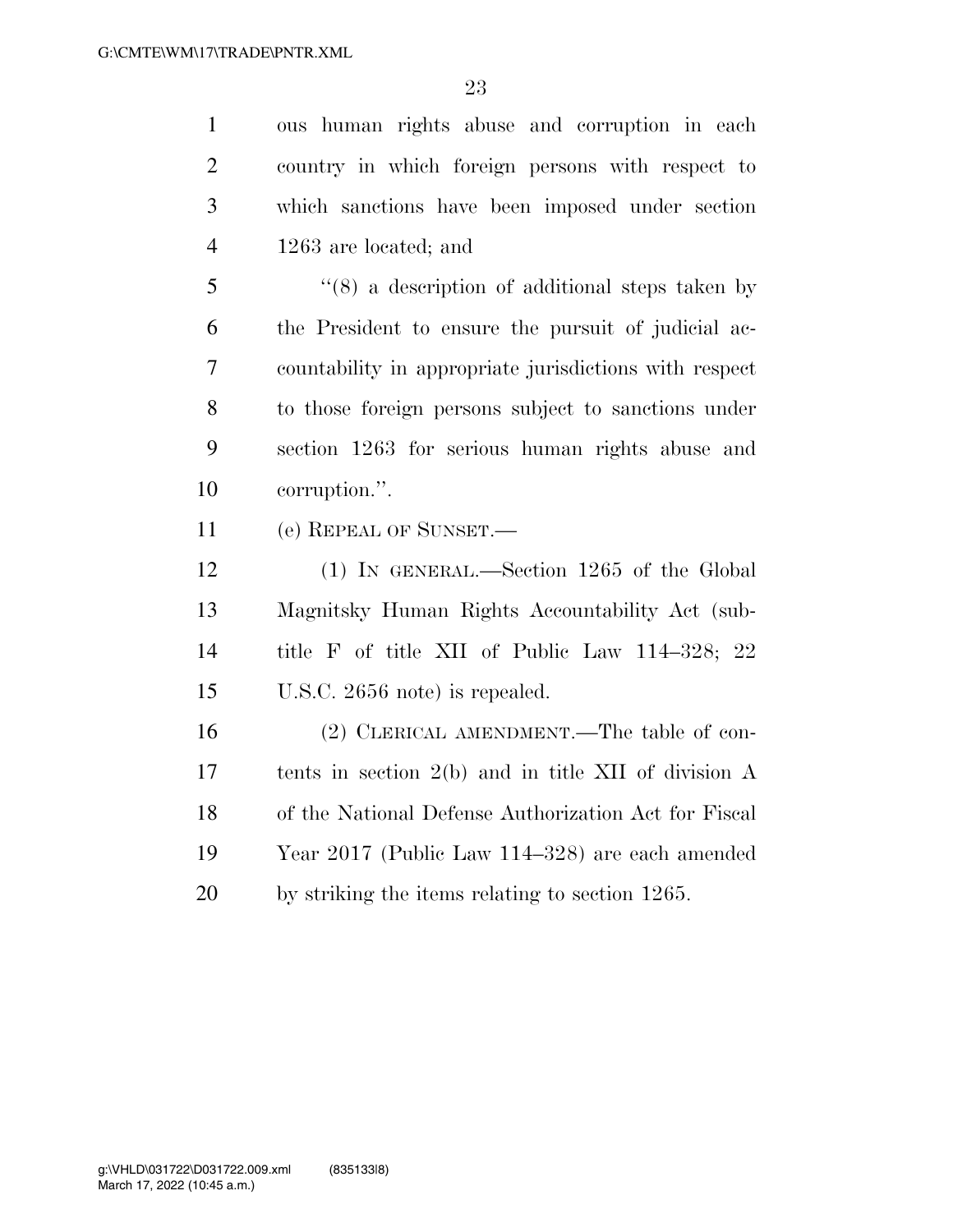ous human rights abuse and corruption in each country in which foreign persons with respect to which sanctions have been imposed under section 1263 are located; and

"(8) a description of additional steps taken by the President to ensure the pursuit of judicial accountability in appropriate jurisdictions with respect to those foreign persons subject to sanctions under section 1263 for serious human rights abuse and corruption.".

(e) REPEAL OF SUNSET.—

(1) IN GENERAL.—Section 1265 of the Global Magnitsky Human Rights Accountability Act (subtitle F of title XII of Public Law 114–328; 22 U.S.C. 2656 note) is repealed.

(2) CLERICAL AMENDMENT.—The table of contents in section 2(b) and in title XII of division A of the National Defense Authorization Act for Fiscal Year 2017 (Public Law 114–328) are each amended by striking the items relating to section 1265.